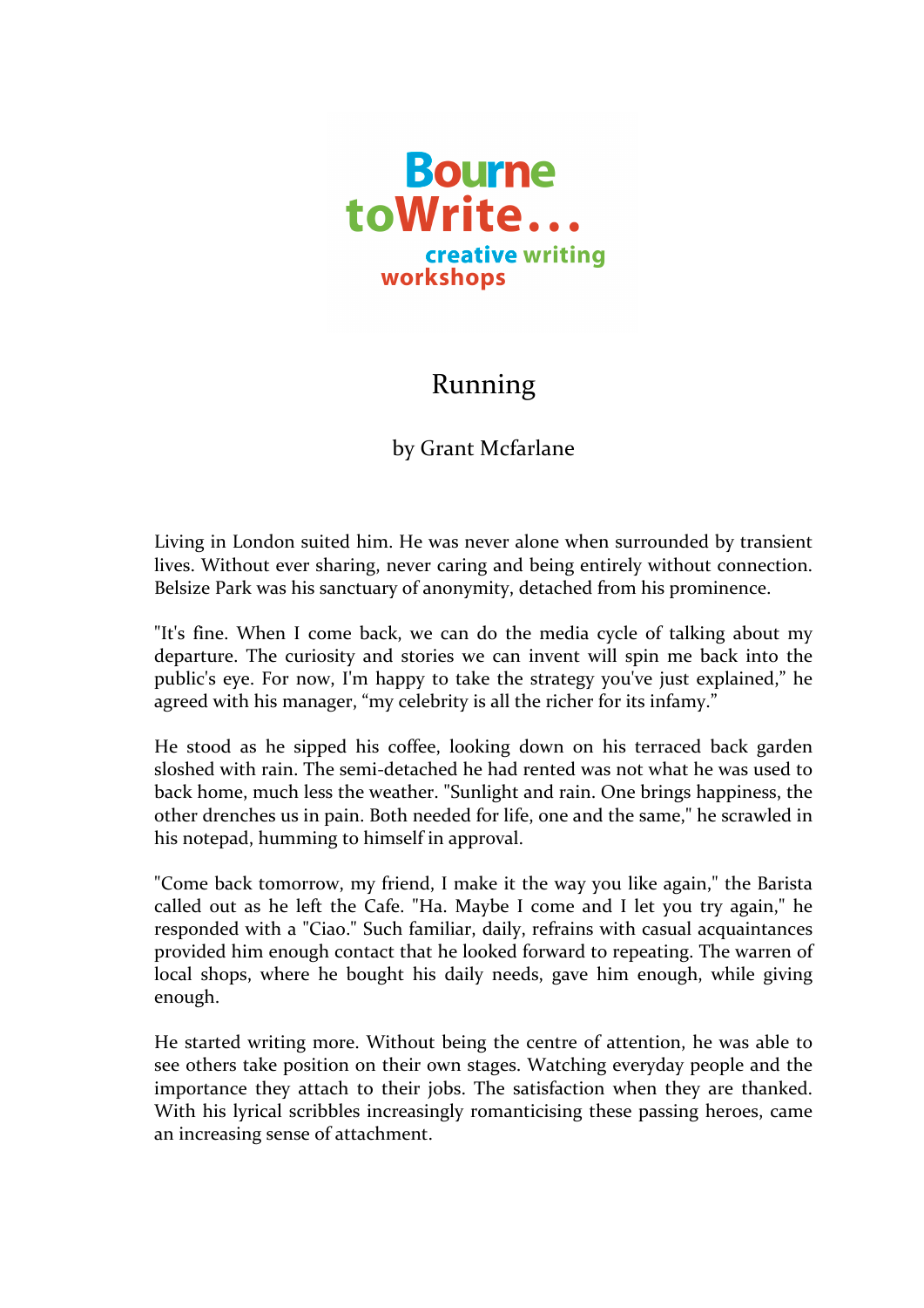Bourne toWrite... creative writing workshops

# Running

by Grant Mcfarlane

Living in London suited him. He was never alone when surrounded by transient lives. Without ever sharing, never caring and being entirely without connection. Belsize Park was his sanctuary of anonymity, detached from his prominence.

"It's fine. When I come back, we can do the media cycle of talking about my departure. The curiosity and stories we can invent will spin me back into the public's eye. For now, I'm happy to take the strategy you've just explained," he agreed with his manager, "my celebrity is all the richer for its infamy."

He stood as he sipped his coffee, looking down on his terraced back garden sloshed with rain. The semi-detached he had rented was not what he was used to back home, much less the weather. "Sunlight and rain. One brings happiness, the other drenches us in pain. Both needed for life, one and the same," he scrawled in his notepad, humming to himself in approval.

"Come back tomorrow, my friend, I make it the way you like again," the Barista called out as he left the Cafe. "Ha. Maybe I come and I let you try again," he responded with a "Ciao." Such familiar, daily, refrains with casual acquaintances provided him enough contact that he looked forward to repeating. The warren of local shops, where he bought his daily needs, gave him enough, while giving enough.

He started writing more. Without being the centre of attention, he was able to see others take position on their own stages. Watching everyday people and the importance they attach to their jobs. The satisfaction when they are thanked. With his lyrical scribbles increasingly romanticising these passing heroes, came an increasing sense of attachment.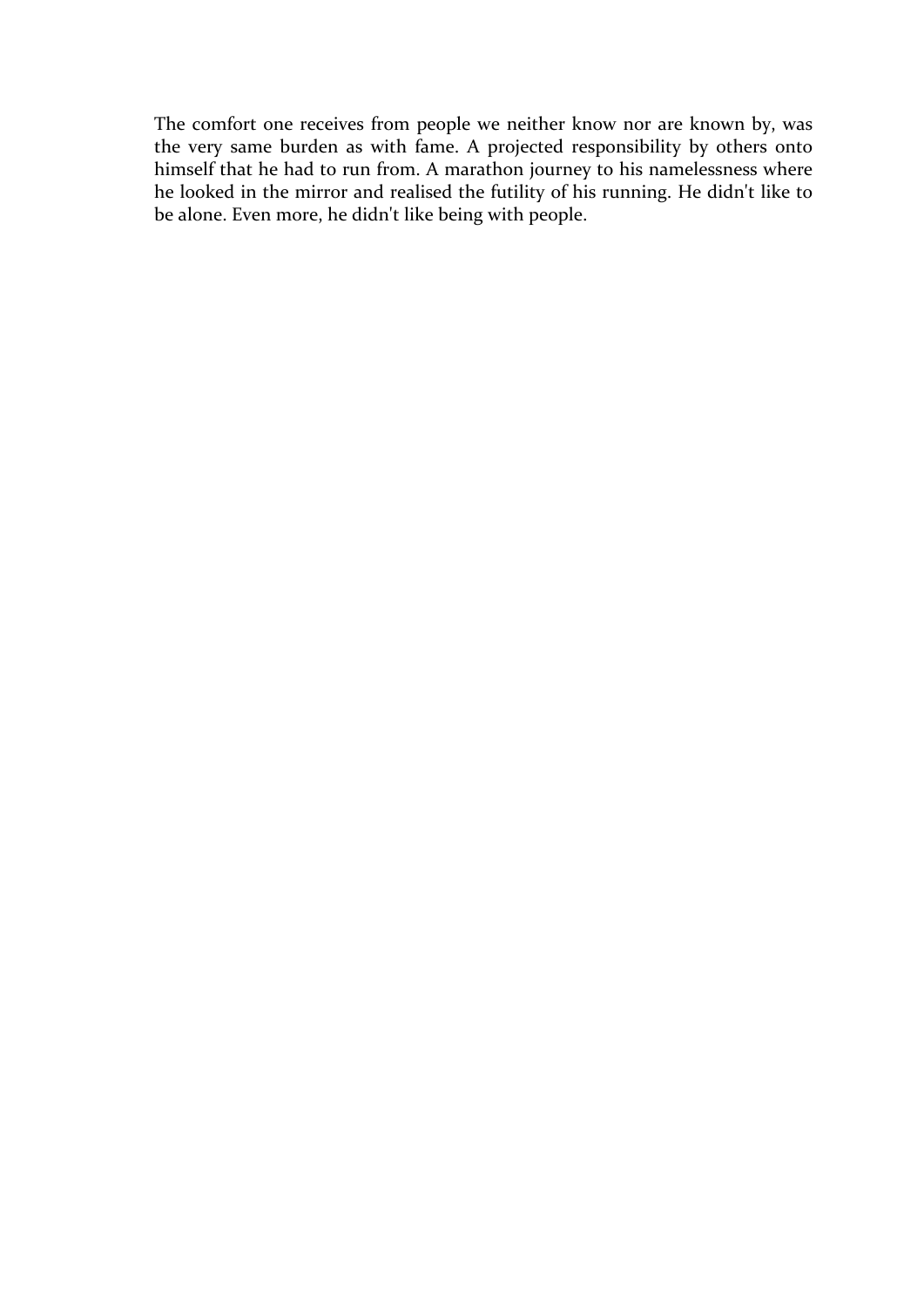The comfort one receives from people we neither know nor are known by, was the very same burden as with fame. A projected responsibility by others onto himself that he had to run from. A marathon journey to his namelessness where he looked in the mirror and realised the futility of his running. He didn't like to be alone. Even more, he didn't like being with people.